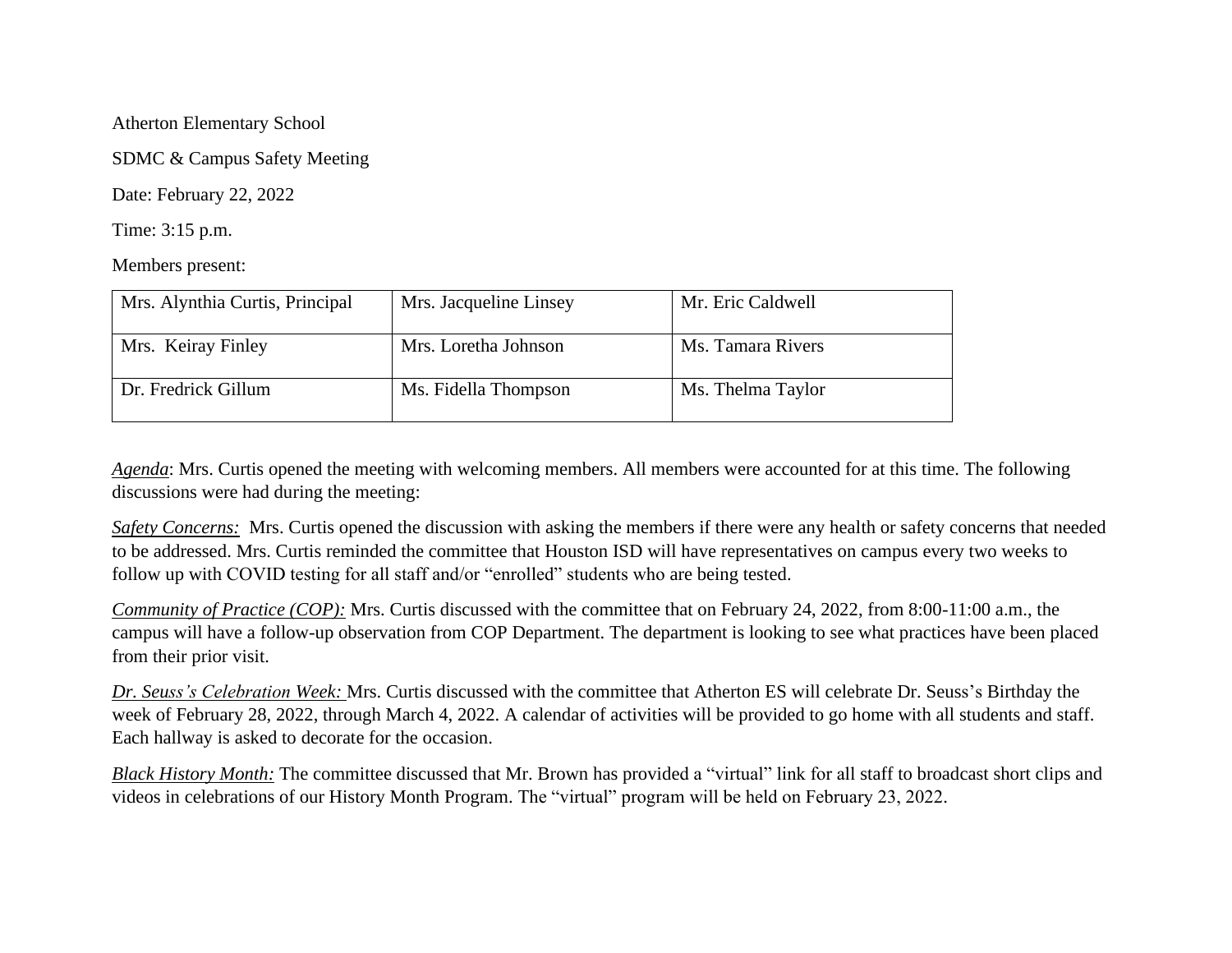Atherton Elementary School

SDMC & Campus Safety Meeting

Date: February 22, 2022

Time: 3:15 p.m.

Members present:

| | | |
|---|---|---|
| Mrs. Alynthia Curtis, Principal | Mrs. Jacqueline Linsey | Mr. Eric Caldwell |
| Mrs. Keiray Finley | Mrs. Loretha Johnson | Ms. Tamara Rivers |
| Dr. Fredrick Gillum | Ms. Fidella Thompson | Ms. Thelma Taylor |

*Agenda*: Mrs. Curtis opened the meeting with welcoming members. All members were accounted for at this time. The following discussions were had during the meeting:

*Safety Concerns:* Mrs. Curtis opened the discussion with asking the members if there were any health or safety concerns that needed to be addressed. Mrs. Curtis reminded the committee that Houston ISD will have representatives on campus every two weeks to follow up with COVID testing for all staff and/or "enrolled" students who are being tested.

*Community of Practice (COP):* Mrs. Curtis discussed with the committee that on February 24, 2022, from 8:00-11:00 a.m., the campus will have a follow-up observation from COP Department. The department is looking to see what practices have been placed from their prior visit.

*Dr. Seuss's Celebration Week:* Mrs. Curtis discussed with the committee that Atherton ES will celebrate Dr. Seuss's Birthday the week of February 28, 2022, through March 4, 2022. A calendar of activities will be provided to go home with all students and staff. Each hallway is asked to decorate for the occasion.

*Black History Month:* The committee discussed that Mr. Brown has provided a "virtual" link for all staff to broadcast short clips and videos in celebrations of our History Month Program. The "virtual" program will be held on February 23, 2022.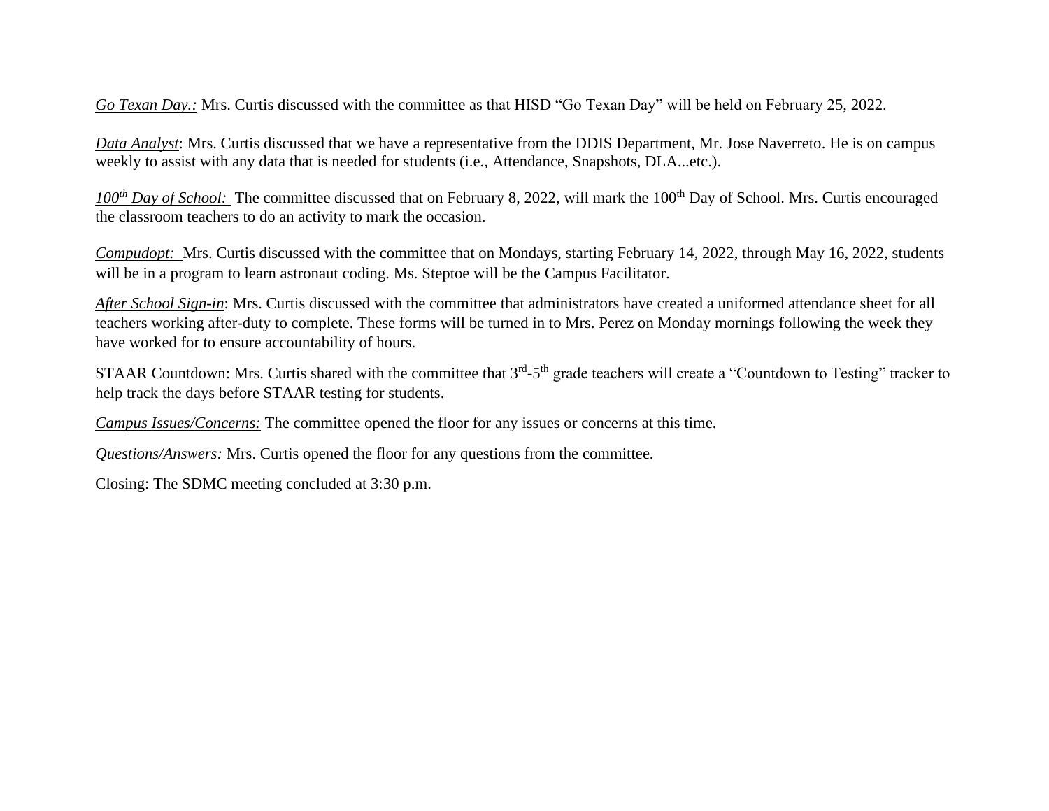*Go Texan Day.:* Mrs. Curtis discussed with the committee as that HISD "Go Texan Day" will be held on February 25, 2022.

*Data Analyst*: Mrs. Curtis discussed that we have a representative from the DDIS Department, Mr. Jose Naverreto. He is on campus weekly to assist with any data that is needed for students (i.e., Attendance, Snapshots, DLA...etc.).

*100th Day of School:* The committee discussed that on February 8, 2022, will mark the 100th Day of School. Mrs. Curtis encouraged the classroom teachers to do an activity to mark the occasion.

*Compudopt:* Mrs. Curtis discussed with the committee that on Mondays, starting February 14, 2022, through May 16, 2022, students will be in a program to learn astronaut coding. Ms. Steptoe will be the Campus Facilitator.

*After School Sign-in*: Mrs. Curtis discussed with the committee that administrators have created a uniformed attendance sheet for all teachers working after-duty to complete. These forms will be turned in to Mrs. Perez on Monday mornings following the week they have worked for to ensure accountability of hours.

STAAR Countdown: Mrs. Curtis shared with the committee that 3rd-5th grade teachers will create a "Countdown to Testing" tracker to help track the days before STAAR testing for students.

*Campus Issues/Concerns:* The committee opened the floor for any issues or concerns at this time.

*Questions/Answers:* Mrs. Curtis opened the floor for any questions from the committee.

Closing: The SDMC meeting concluded at 3:30 p.m.